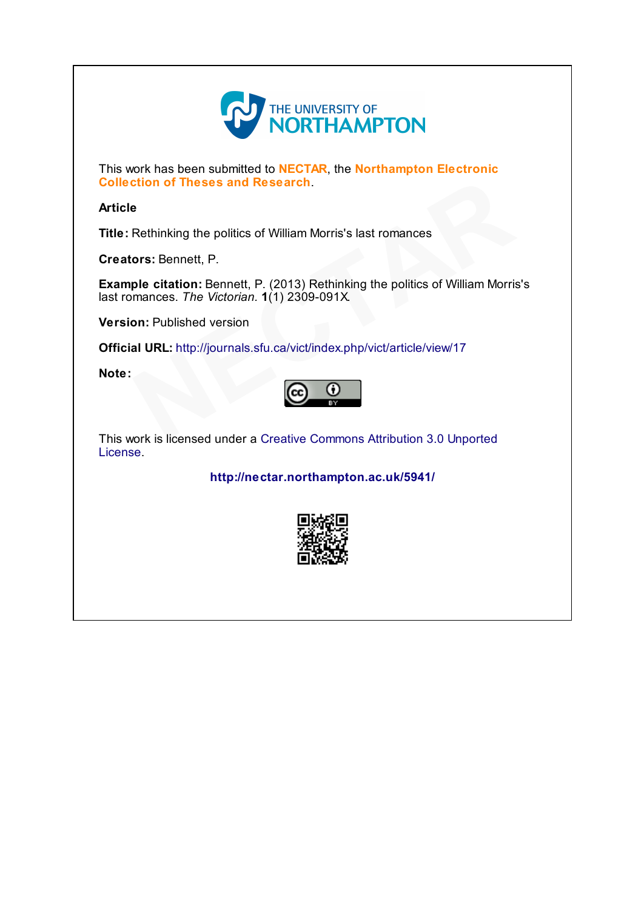THE UNIVERSITY OF NORTHAMPTON

This work has been submitted to **NECTAR**, the **Northampton Electronic Collection of Theses and Research**.

**Article**

**Title:** Rethinking the politics of William Morris's last romances

**Creators:** Bennett, P.

**Example citation:** Bennett, P. (2013) Rethinking the politics of William Morris's last romances. *The Victorian.* **1**(1) 2309-091X.

**Version:** Published version

**Official URL:** http://journals.sfu.ca/vict/index.php/vict/article/view/17

**Note:**

This work is licensed under a Creative Commons Attribution 3.0 Unported License.

**http://nectar.northampton.ac.uk/5941/**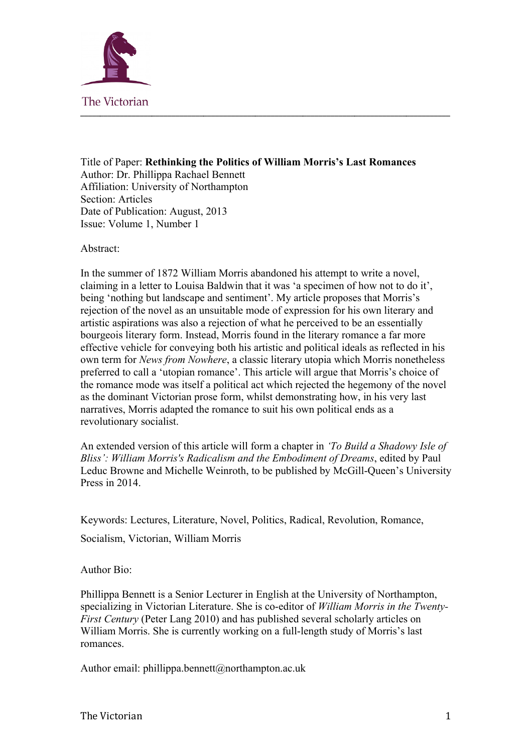Title of Paper: **Rethinking the Politics of William Morris's Last Romances**
Author: Dr. Phillippa Rachael Bennett
Affiliation: University of Northampton
Section: Articles
Date of Publication: August, 2013
Issue: Volume 1, Number 1

Abstract:

In the summer of 1872 William Morris abandoned his attempt to write a novel, claiming in a letter to Louisa Baldwin that it was 'a specimen of how not to do it', being 'nothing but landscape and sentiment'. My article proposes that Morris's rejection of the novel as an unsuitable mode of expression for his own literary and artistic aspirations was also a rejection of what he perceived to be an essentially bourgeois literary form. Instead, Morris found in the literary romance a far more effective vehicle for conveying both his artistic and political ideals as reflected in his own term for *News from Nowhere*, a classic literary utopia which Morris nonetheless preferred to call a 'utopian romance'. This article will argue that Morris's choice of the romance mode was itself a political act which rejected the hegemony of the novel as the dominant Victorian prose form, whilst demonstrating how, in his very last narratives, Morris adapted the romance to suit his own political ends as a revolutionary socialist.

An extended version of this article will form a chapter in *'To Build a Shadowy Isle of Bliss': William Morris's Radicalism and the Embodiment of Dreams*, edited by Paul Leduc Browne and Michelle Weinroth, to be published by McGill-Queen's University Press in 2014.

Keywords: Lectures, Literature, Novel, Politics, Radical, Revolution, Romance, Socialism, Victorian, William Morris

Author Bio:

Phillippa Bennett is a Senior Lecturer in English at the University of Northampton, specializing in Victorian Literature. She is co-editor of *William Morris in the Twenty-First Century* (Peter Lang 2010) and has published several scholarly articles on William Morris. She is currently working on a full-length study of Morris's last romances.

Author email: phillippa.bennett@northampton.ac.uk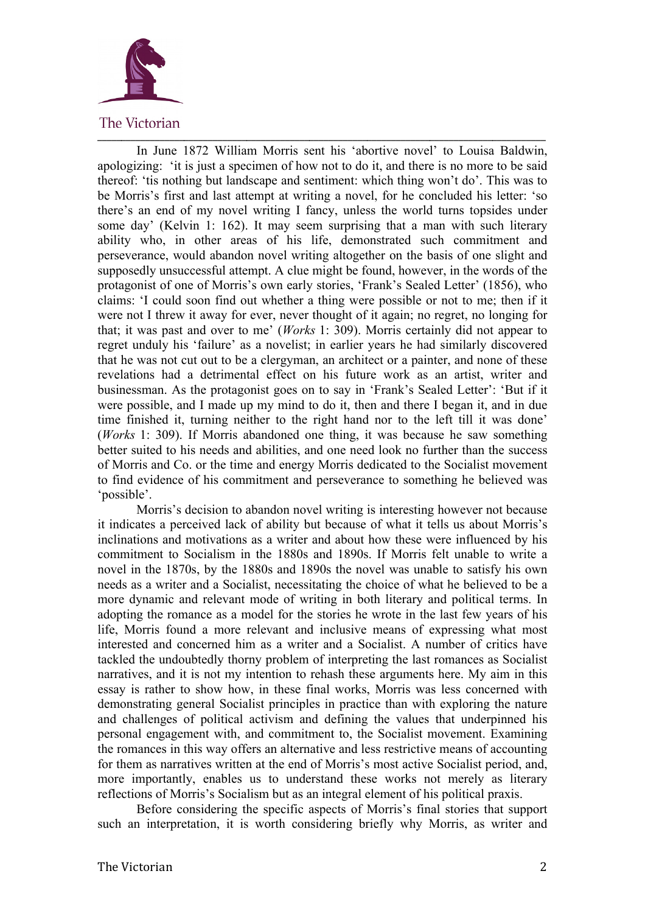In June 1872 William Morris sent his 'abortive novel' to Louisa Baldwin, apologizing: 'it is just a specimen of how not to do it, and there is no more to be said thereof: 'tis nothing but landscape and sentiment: which thing won't do'. This was to be Morris's first and last attempt at writing a novel, for he concluded his letter: 'so there's an end of my novel writing I fancy, unless the world turns topsides under some day' (Kelvin 1: 162). It may seem surprising that a man with such literary ability who, in other areas of his life, demonstrated such commitment and perseverance, would abandon novel writing altogether on the basis of one slight and supposedly unsuccessful attempt. A clue might be found, however, in the words of the protagonist of one of Morris's own early stories, 'Frank's Sealed Letter' (1856), who claims: 'I could soon find out whether a thing were possible or not to me; then if it were not I threw it away for ever, never thought of it again; no regret, no longing for that; it was past and over to me' (*Works* 1: 309). Morris certainly did not appear to regret unduly his 'failure' as a novelist; in earlier years he had similarly discovered that he was not cut out to be a clergyman, an architect or a painter, and none of these revelations had a detrimental effect on his future work as an artist, writer and businessman. As the protagonist goes on to say in 'Frank's Sealed Letter': 'But if it were possible, and I made up my mind to do it, then and there I began it, and in due time finished it, turning neither to the right hand nor to the left till it was done' (*Works* 1: 309). If Morris abandoned one thing, it was because he saw something better suited to his needs and abilities, and one need look no further than the success of Morris and Co. or the time and energy Morris dedicated to the Socialist movement to find evidence of his commitment and perseverance to something he believed was 'possible'.

Morris's decision to abandon novel writing is interesting however not because it indicates a perceived lack of ability but because of what it tells us about Morris's inclinations and motivations as a writer and about how these were influenced by his commitment to Socialism in the 1880s and 1890s. If Morris felt unable to write a novel in the 1870s, by the 1880s and 1890s the novel was unable to satisfy his own needs as a writer and a Socialist, necessitating the choice of what he believed to be a more dynamic and relevant mode of writing in both literary and political terms. In adopting the romance as a model for the stories he wrote in the last few years of his life, Morris found a more relevant and inclusive means of expressing what most interested and concerned him as a writer and a Socialist. A number of critics have tackled the undoubtedly thorny problem of interpreting the last romances as Socialist narratives, and it is not my intention to rehash these arguments here. My aim in this essay is rather to show how, in these final works, Morris was less concerned with demonstrating general Socialist principles in practice than with exploring the nature and challenges of political activism and defining the values that underpinned his personal engagement with, and commitment to, the Socialist movement. Examining the romances in this way offers an alternative and less restrictive means of accounting for them as narratives written at the end of Morris's most active Socialist period, and, more importantly, enables us to understand these works not merely as literary reflections of Morris's Socialism but as an integral element of his political praxis.

Before considering the specific aspects of Morris's final stories that support such an interpretation, it is worth considering briefly why Morris, as writer and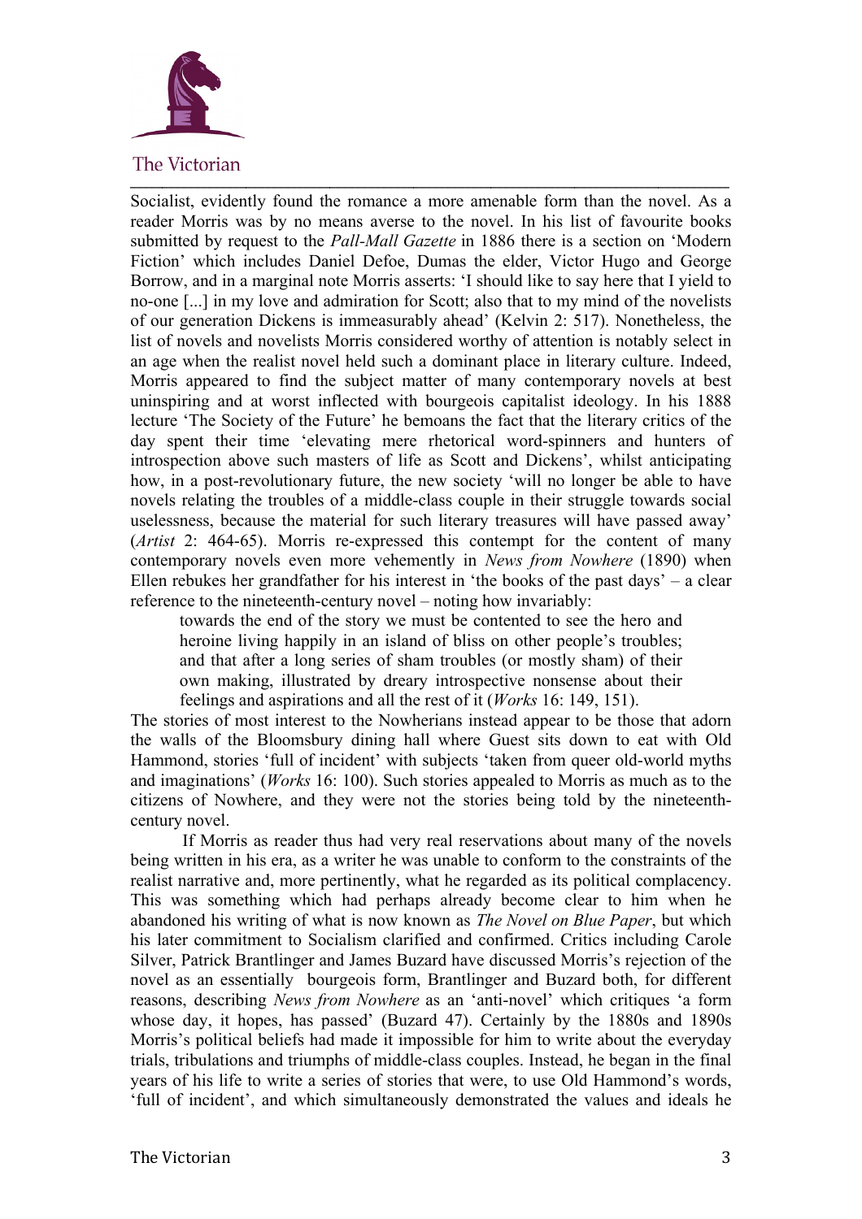Socialist, evidently found the romance a more amenable form than the novel. As a reader Morris was by no means averse to the novel. In his list of favourite books submitted by request to the *Pall-Mall Gazette* in 1886 there is a section on 'Modern Fiction' which includes Daniel Defoe, Dumas the elder, Victor Hugo and George Borrow, and in a marginal note Morris asserts: 'I should like to say here that I yield to no-one [...] in my love and admiration for Scott; also that to my mind of the novelists of our generation Dickens is immeasurably ahead' (Kelvin 2: 517). Nonetheless, the list of novels and novelists Morris considered worthy of attention is notably select in an age when the realist novel held such a dominant place in literary culture. Indeed, Morris appeared to find the subject matter of many contemporary novels at best uninspiring and at worst inflected with bourgeois capitalist ideology. In his 1888 lecture 'The Society of the Future' he bemoans the fact that the literary critics of the day spent their time 'elevating mere rhetorical word-spinners and hunters of introspection above such masters of life as Scott and Dickens', whilst anticipating how, in a post-revolutionary future, the new society 'will no longer be able to have novels relating the troubles of a middle-class couple in their struggle towards social uselessness, because the material for such literary treasures will have passed away' (*Artist* 2: 464-65). Morris re-expressed this contempt for the content of many contemporary novels even more vehemently in *News from Nowhere* (1890) when Ellen rebukes her grandfather for his interest in 'the books of the past days' – a clear reference to the nineteenth-century novel – noting how invariably:

> towards the end of the story we must be contented to see the hero and heroine living happily in an island of bliss on other people's troubles; and that after a long series of sham troubles (or mostly sham) of their own making, illustrated by dreary introspective nonsense about their feelings and aspirations and all the rest of it (*Works* 16: 149, 151).

The stories of most interest to the Nowherians instead appear to be those that adorn the walls of the Bloomsbury dining hall where Guest sits down to eat with Old Hammond, stories 'full of incident' with subjects 'taken from queer old-world myths and imaginations' (*Works* 16: 100). Such stories appealed to Morris as much as to the citizens of Nowhere, and they were not the stories being told by the nineteenth-century novel.

If Morris as reader thus had very real reservations about many of the novels being written in his era, as a writer he was unable to conform to the constraints of the realist narrative and, more pertinently, what he regarded as its political complacency. This was something which had perhaps already become clear to him when he abandoned his writing of what is now known as *The Novel on Blue Paper*, but which his later commitment to Socialism clarified and confirmed. Critics including Carole Silver, Patrick Brantlinger and James Buzard have discussed Morris's rejection of the novel as an essentially bourgeois form, Brantlinger and Buzard both, for different reasons, describing *News from Nowhere* as an 'anti-novel' which critiques 'a form whose day, it hopes, has passed' (Buzard 47). Certainly by the 1880s and 1890s Morris's political beliefs had made it impossible for him to write about the everyday trials, tribulations and triumphs of middle-class couples. Instead, he began in the final years of his life to write a series of stories that were, to use Old Hammond's words, 'full of incident', and which simultaneously demonstrated the values and ideals he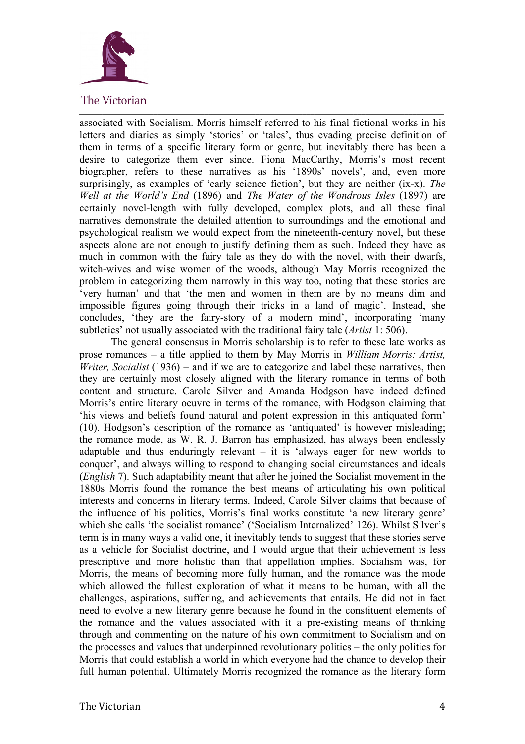associated with Socialism. Morris himself referred to his final fictional works in his letters and diaries as simply 'stories' or 'tales', thus evading precise definition of them in terms of a specific literary form or genre, but inevitably there has been a desire to categorize them ever since. Fiona MacCarthy, Morris's most recent biographer, refers to these narratives as his '1890s' novels', and, even more surprisingly, as examples of 'early science fiction', but they are neither (ix-x). *The Well at the World's End* (1896) and *The Water of the Wondrous Isles* (1897) are certainly novel-length with fully developed, complex plots, and all these final narratives demonstrate the detailed attention to surroundings and the emotional and psychological realism we would expect from the nineteenth-century novel, but these aspects alone are not enough to justify defining them as such. Indeed they have as much in common with the fairy tale as they do with the novel, with their dwarfs, witch-wives and wise women of the woods, although May Morris recognized the problem in categorizing them narrowly in this way too, noting that these stories are 'very human' and that 'the men and women in them are by no means dim and impossible figures going through their tricks in a land of magic'. Instead, she concludes, 'they are the fairy-story of a modern mind', incorporating 'many subtleties' not usually associated with the traditional fairy tale (*Artist* 1: 506).

The general consensus in Morris scholarship is to refer to these late works as prose romances – a title applied to them by May Morris in *William Morris: Artist, Writer, Socialist* (1936) – and if we are to categorize and label these narratives, then they are certainly most closely aligned with the literary romance in terms of both content and structure. Carole Silver and Amanda Hodgson have indeed defined Morris's entire literary oeuvre in terms of the romance, with Hodgson claiming that 'his views and beliefs found natural and potent expression in this antiquated form' (10). Hodgson's description of the romance as 'antiquated' is however misleading; the romance mode, as W. R. J. Barron has emphasized, has always been endlessly adaptable and thus enduringly relevant – it is 'always eager for new worlds to conquer', and always willing to respond to changing social circumstances and ideals (*English* 7). Such adaptability meant that after he joined the Socialist movement in the 1880s Morris found the romance the best means of articulating his own political interests and concerns in literary terms. Indeed, Carole Silver claims that because of the influence of his politics, Morris's final works constitute 'a new literary genre' which she calls 'the socialist romance' ('Socialism Internalized' 126). Whilst Silver's term is in many ways a valid one, it inevitably tends to suggest that these stories serve as a vehicle for Socialist doctrine, and I would argue that their achievement is less prescriptive and more holistic than that appellation implies. Socialism was, for Morris, the means of becoming more fully human, and the romance was the mode which allowed the fullest exploration of what it means to be human, with all the challenges, aspirations, suffering, and achievements that entails. He did not in fact need to evolve a new literary genre because he found in the constituent elements of the romance and the values associated with it a pre-existing means of thinking through and commenting on the nature of his own commitment to Socialism and on the processes and values that underpinned revolutionary politics – the only politics for Morris that could establish a world in which everyone had the chance to develop their full human potential. Ultimately Morris recognized the romance as the literary form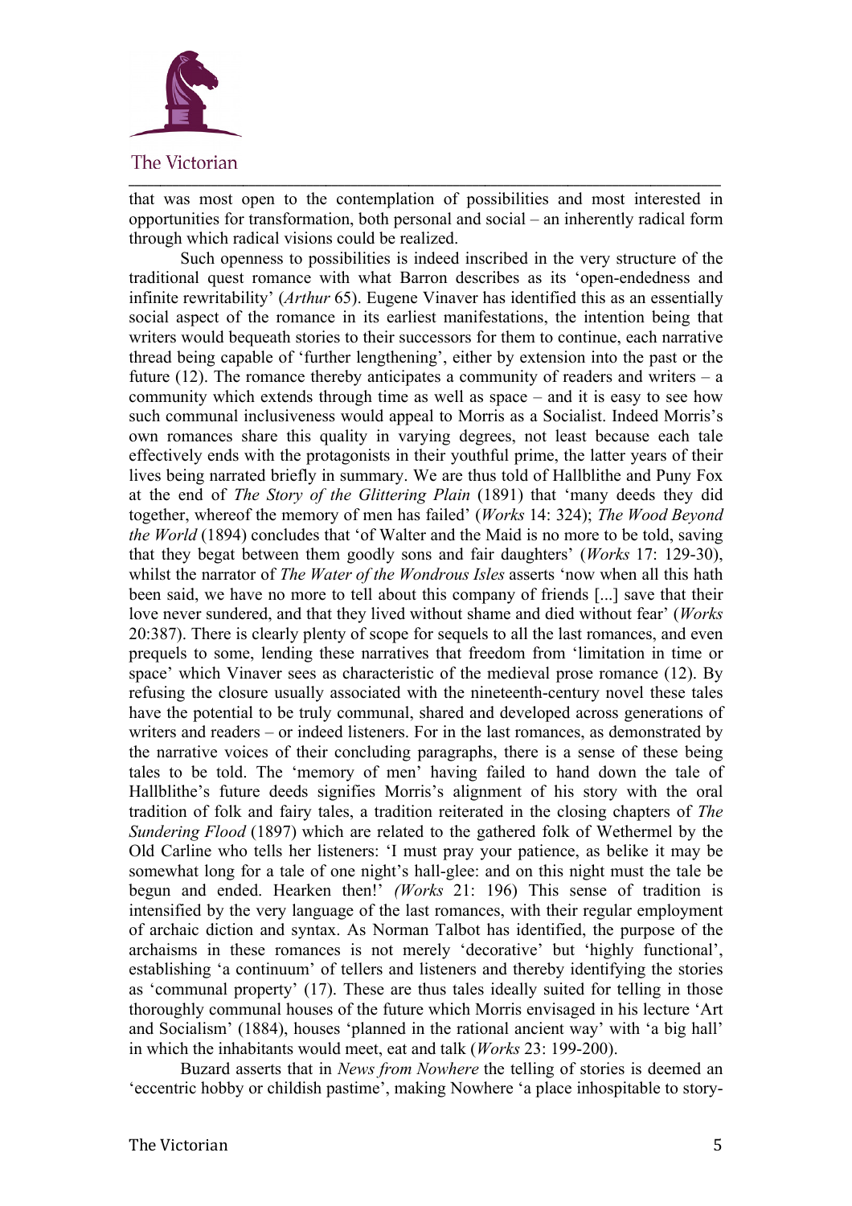that was most open to the contemplation of possibilities and most interested in opportunities for transformation, both personal and social – an inherently radical form through which radical visions could be realized.

Such openness to possibilities is indeed inscribed in the very structure of the traditional quest romance with what Barron describes as its 'open-endedness and infinite rewritability' (*Arthur* 65). Eugene Vinaver has identified this as an essentially social aspect of the romance in its earliest manifestations, the intention being that writers would bequeath stories to their successors for them to continue, each narrative thread being capable of 'further lengthening', either by extension into the past or the future (12). The romance thereby anticipates a community of readers and writers – a community which extends through time as well as space – and it is easy to see how such communal inclusiveness would appeal to Morris as a Socialist. Indeed Morris's own romances share this quality in varying degrees, not least because each tale effectively ends with the protagonists in their youthful prime, the latter years of their lives being narrated briefly in summary. We are thus told of Hallblithe and Puny Fox at the end of *The Story of the Glittering Plain* (1891) that 'many deeds they did together, whereof the memory of men has failed' (*Works* 14: 324); *The Wood Beyond the World* (1894) concludes that 'of Walter and the Maid is no more to be told, saving that they begat between them goodly sons and fair daughters' (*Works* 17: 129-30), whilst the narrator of *The Water of the Wondrous Isles* asserts 'now when all this hath been said, we have no more to tell about this company of friends [...] save that their love never sundered, and that they lived without shame and died without fear' (*Works* 20:387). There is clearly plenty of scope for sequels to all the last romances, and even prequels to some, lending these narratives that freedom from 'limitation in time or space' which Vinaver sees as characteristic of the medieval prose romance (12). By refusing the closure usually associated with the nineteenth-century novel these tales have the potential to be truly communal, shared and developed across generations of writers and readers – or indeed listeners. For in the last romances, as demonstrated by the narrative voices of their concluding paragraphs, there is a sense of these being tales to be told. The 'memory of men' having failed to hand down the tale of Hallblithe's future deeds signifies Morris's alignment of his story with the oral tradition of folk and fairy tales, a tradition reiterated in the closing chapters of *The Sundering Flood* (1897) which are related to the gathered folk of Wethermel by the Old Carline who tells her listeners: 'I must pray your patience, as belike it may be somewhat long for a tale of one night's hall-glee: and on this night must the tale be begun and ended. Hearken then!' *(Works* 21: 196) This sense of tradition is intensified by the very language of the last romances, with their regular employment of archaic diction and syntax. As Norman Talbot has identified, the purpose of the archaisms in these romances is not merely 'decorative' but 'highly functional', establishing 'a continuum' of tellers and listeners and thereby identifying the stories as 'communal property' (17). These are thus tales ideally suited for telling in those thoroughly communal houses of the future which Morris envisaged in his lecture 'Art and Socialism' (1884), houses 'planned in the rational ancient way' with 'a big hall' in which the inhabitants would meet, eat and talk (*Works* 23: 199-200).

Buzard asserts that in *News from Nowhere* the telling of stories is deemed an 'eccentric hobby or childish pastime', making Nowhere 'a place inhospitable to story-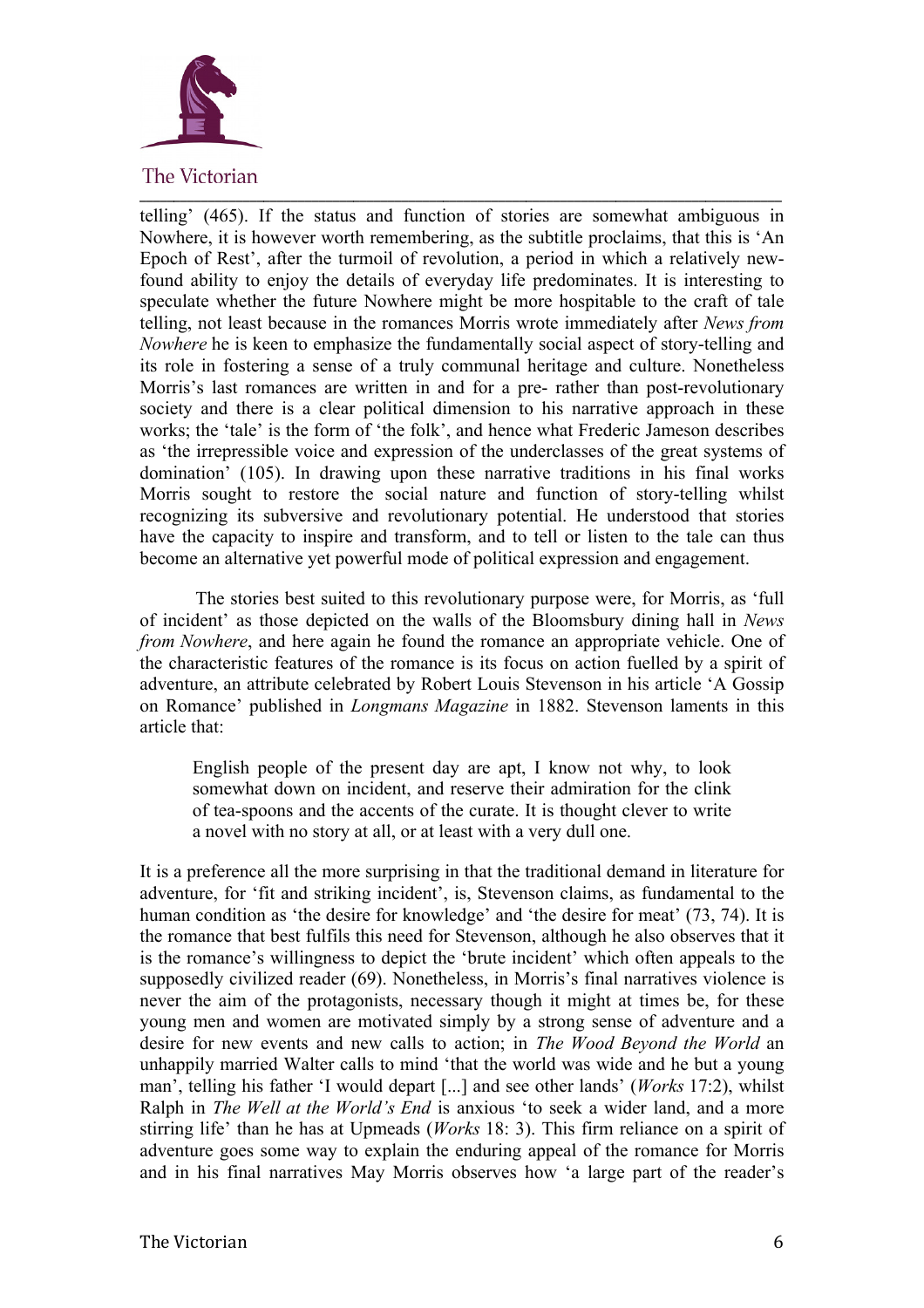telling' (465). If the status and function of stories are somewhat ambiguous in Nowhere, it is however worth remembering, as the subtitle proclaims, that this is 'An Epoch of Rest', after the turmoil of revolution, a period in which a relatively new-found ability to enjoy the details of everyday life predominates. It is interesting to speculate whether the future Nowhere might be more hospitable to the craft of tale telling, not least because in the romances Morris wrote immediately after *News from Nowhere* he is keen to emphasize the fundamentally social aspect of story-telling and its role in fostering a sense of a truly communal heritage and culture. Nonetheless Morris's last romances are written in and for a pre- rather than post-revolutionary society and there is a clear political dimension to his narrative approach in these works; the 'tale' is the form of 'the folk', and hence what Frederic Jameson describes as 'the irrepressible voice and expression of the underclasses of the great systems of domination' (105). In drawing upon these narrative traditions in his final works Morris sought to restore the social nature and function of story-telling whilst recognizing its subversive and revolutionary potential. He understood that stories have the capacity to inspire and transform, and to tell or listen to the tale can thus become an alternative yet powerful mode of political expression and engagement.

The stories best suited to this revolutionary purpose were, for Morris, as 'full of incident' as those depicted on the walls of the Bloomsbury dining hall in *News from Nowhere*, and here again he found the romance an appropriate vehicle. One of the characteristic features of the romance is its focus on action fuelled by a spirit of adventure, an attribute celebrated by Robert Louis Stevenson in his article 'A Gossip on Romance' published in *Longmans Magazine* in 1882. Stevenson laments in this article that:

> English people of the present day are apt, I know not why, to look somewhat down on incident, and reserve their admiration for the clink of tea-spoons and the accents of the curate. It is thought clever to write a novel with no story at all, or at least with a very dull one.

It is a preference all the more surprising in that the traditional demand in literature for adventure, for 'fit and striking incident', is, Stevenson claims, as fundamental to the human condition as 'the desire for knowledge' and 'the desire for meat' (73, 74). It is the romance that best fulfils this need for Stevenson, although he also observes that it is the romance's willingness to depict the 'brute incident' which often appeals to the supposedly civilized reader (69). Nonetheless, in Morris's final narratives violence is never the aim of the protagonists, necessary though it might at times be, for these young men and women are motivated simply by a strong sense of adventure and a desire for new events and new calls to action; in *The Wood Beyond the World* an unhappily married Walter calls to mind 'that the world was wide and he but a young man', telling his father 'I would depart [...] and see other lands' (*Works* 17:2), whilst Ralph in *The Well at the World's End* is anxious 'to seek a wider land, and a more stirring life' than he has at Upmeads (*Works* 18: 3). This firm reliance on a spirit of adventure goes some way to explain the enduring appeal of the romance for Morris and in his final narratives May Morris observes how 'a large part of the reader's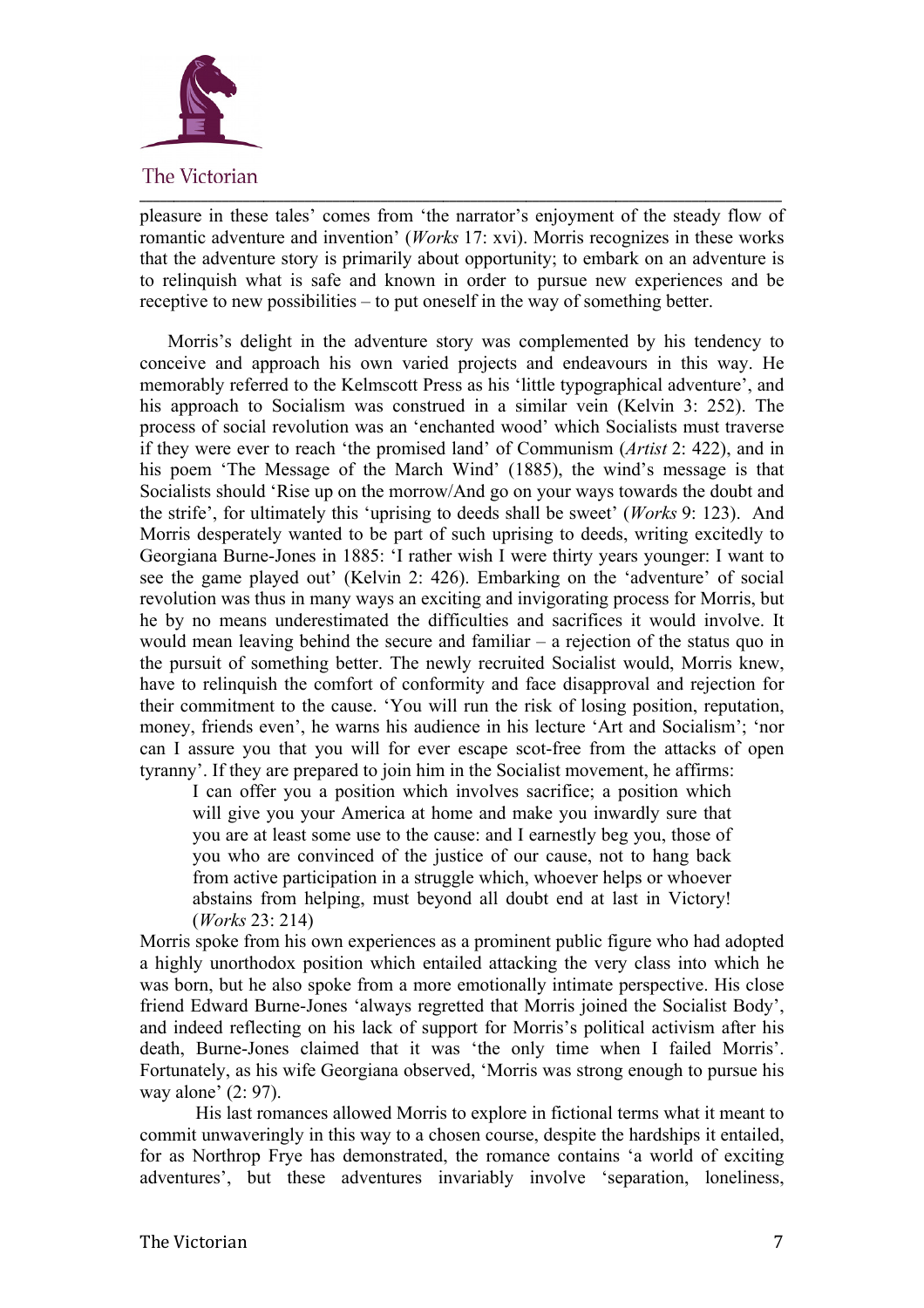pleasure in these tales' comes from 'the narrator's enjoyment of the steady flow of romantic adventure and invention' (*Works* 17: xvi). Morris recognizes in these works that the adventure story is primarily about opportunity; to embark on an adventure is to relinquish what is safe and known in order to pursue new experiences and be receptive to new possibilities – to put oneself in the way of something better.

Morris's delight in the adventure story was complemented by his tendency to conceive and approach his own varied projects and endeavours in this way. He memorably referred to the Kelmscott Press as his 'little typographical adventure', and his approach to Socialism was construed in a similar vein (Kelvin 3: 252). The process of social revolution was an 'enchanted wood' which Socialists must traverse if they were ever to reach 'the promised land' of Communism (*Artist* 2: 422), and in his poem 'The Message of the March Wind' (1885), the wind's message is that Socialists should 'Rise up on the morrow/And go on your ways towards the doubt and the strife', for ultimately this 'uprising to deeds shall be sweet' (*Works* 9: 123). And Morris desperately wanted to be part of such uprising to deeds, writing excitedly to Georgiana Burne-Jones in 1885: 'I rather wish I were thirty years younger: I want to see the game played out' (Kelvin 2: 426). Embarking on the 'adventure' of social revolution was thus in many ways an exciting and invigorating process for Morris, but he by no means underestimated the difficulties and sacrifices it would involve. It would mean leaving behind the secure and familiar – a rejection of the status quo in the pursuit of something better. The newly recruited Socialist would, Morris knew, have to relinquish the comfort of conformity and face disapproval and rejection for their commitment to the cause. 'You will run the risk of losing position, reputation, money, friends even', he warns his audience in his lecture 'Art and Socialism'; 'nor can I assure you that you will for ever escape scot-free from the attacks of open tyranny'. If they are prepared to join him in the Socialist movement, he affirms:

> I can offer you a position which involves sacrifice; a position which will give you your America at home and make you inwardly sure that you are at least some use to the cause: and I earnestly beg you, those of you who are convinced of the justice of our cause, not to hang back from active participation in a struggle which, whoever helps or whoever abstains from helping, must beyond all doubt end at last in Victory! (*Works* 23: 214)

Morris spoke from his own experiences as a prominent public figure who had adopted a highly unorthodox position which entailed attacking the very class into which he was born, but he also spoke from a more emotionally intimate perspective. His close friend Edward Burne-Jones 'always regretted that Morris joined the Socialist Body', and indeed reflecting on his lack of support for Morris's political activism after his death, Burne-Jones claimed that it was 'the only time when I failed Morris'. Fortunately, as his wife Georgiana observed, 'Morris was strong enough to pursue his way alone' (2: 97).

His last romances allowed Morris to explore in fictional terms what it meant to commit unwaveringly in this way to a chosen course, despite the hardships it entailed, for as Northrop Frye has demonstrated, the romance contains 'a world of exciting adventures', but these adventures invariably involve 'separation, loneliness,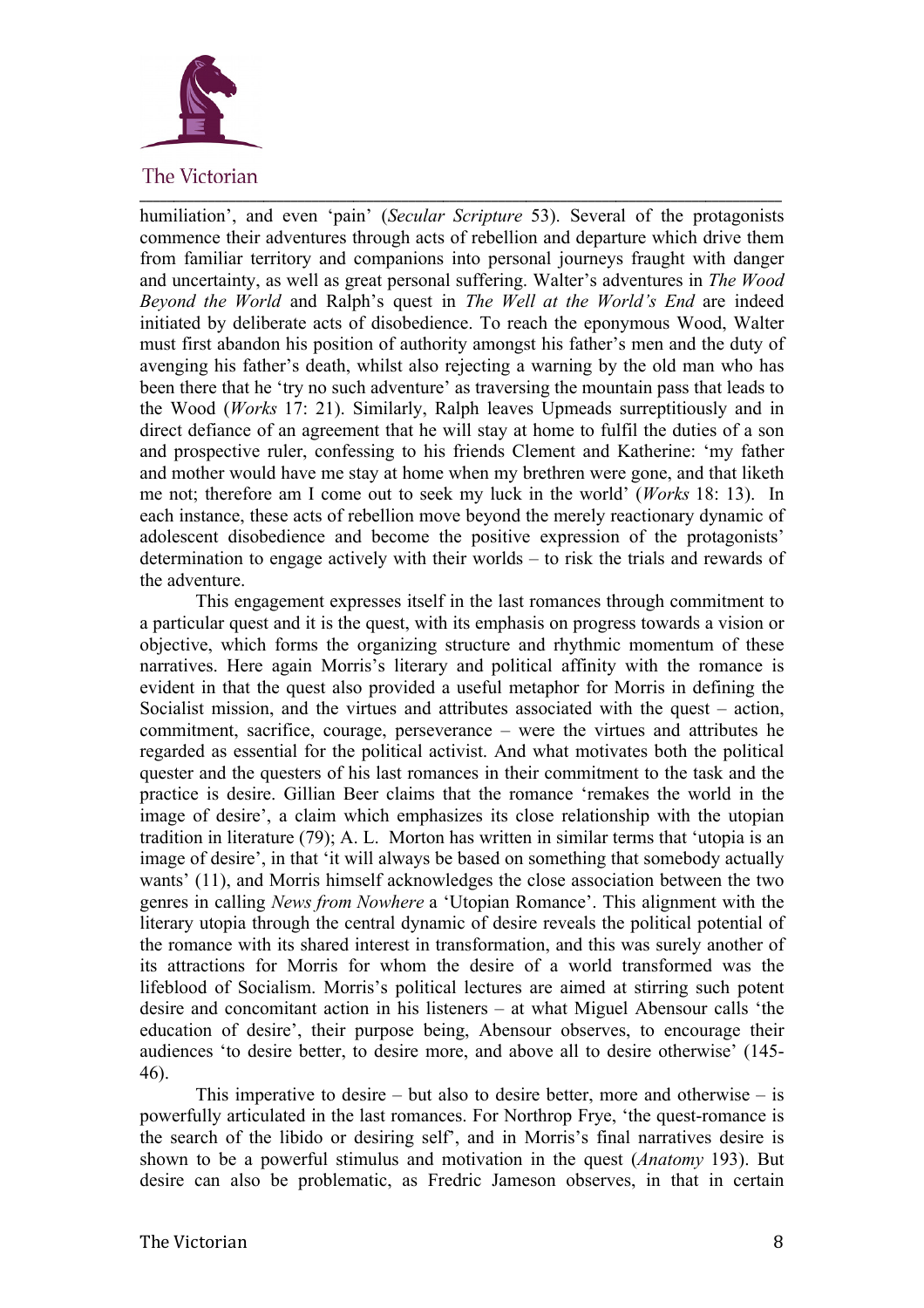humiliation', and even 'pain' (*Secular Scripture* 53). Several of the protagonists commence their adventures through acts of rebellion and departure which drive them from familiar territory and companions into personal journeys fraught with danger and uncertainty, as well as great personal suffering. Walter's adventures in *The Wood Beyond the World* and Ralph's quest in *The Well at the World's End* are indeed initiated by deliberate acts of disobedience. To reach the eponymous Wood, Walter must first abandon his position of authority amongst his father's men and the duty of avenging his father's death, whilst also rejecting a warning by the old man who has been there that he 'try no such adventure' as traversing the mountain pass that leads to the Wood (*Works* 17: 21). Similarly, Ralph leaves Upmeads surreptitiously and in direct defiance of an agreement that he will stay at home to fulfil the duties of a son and prospective ruler, confessing to his friends Clement and Katherine: 'my father and mother would have me stay at home when my brethren were gone, and that liketh me not; therefore am I come out to seek my luck in the world' (*Works* 18: 13). In each instance, these acts of rebellion move beyond the merely reactionary dynamic of adolescent disobedience and become the positive expression of the protagonists' determination to engage actively with their worlds – to risk the trials and rewards of the adventure.

This engagement expresses itself in the last romances through commitment to a particular quest and it is the quest, with its emphasis on progress towards a vision or objective, which forms the organizing structure and rhythmic momentum of these narratives. Here again Morris's literary and political affinity with the romance is evident in that the quest also provided a useful metaphor for Morris in defining the Socialist mission, and the virtues and attributes associated with the quest – action, commitment, sacrifice, courage, perseverance – were the virtues and attributes he regarded as essential for the political activist. And what motivates both the political quester and the questers of his last romances in their commitment to the task and the practice is desire. Gillian Beer claims that the romance 'remakes the world in the image of desire', a claim which emphasizes its close relationship with the utopian tradition in literature (79); A. L. Morton has written in similar terms that 'utopia is an image of desire', in that 'it will always be based on something that somebody actually wants' (11), and Morris himself acknowledges the close association between the two genres in calling *News from Nowhere* a 'Utopian Romance'. This alignment with the literary utopia through the central dynamic of desire reveals the political potential of the romance with its shared interest in transformation, and this was surely another of its attractions for Morris for whom the desire of a world transformed was the lifeblood of Socialism. Morris's political lectures are aimed at stirring such potent desire and concomitant action in his listeners – at what Miguel Abensour calls 'the education of desire', their purpose being, Abensour observes, to encourage their audiences 'to desire better, to desire more, and above all to desire otherwise' (145-46).

This imperative to desire – but also to desire better, more and otherwise – is powerfully articulated in the last romances. For Northrop Frye, 'the quest-romance is the search of the libido or desiring self', and in Morris's final narratives desire is shown to be a powerful stimulus and motivation in the quest (*Anatomy* 193). But desire can also be problematic, as Fredric Jameson observes, in that in certain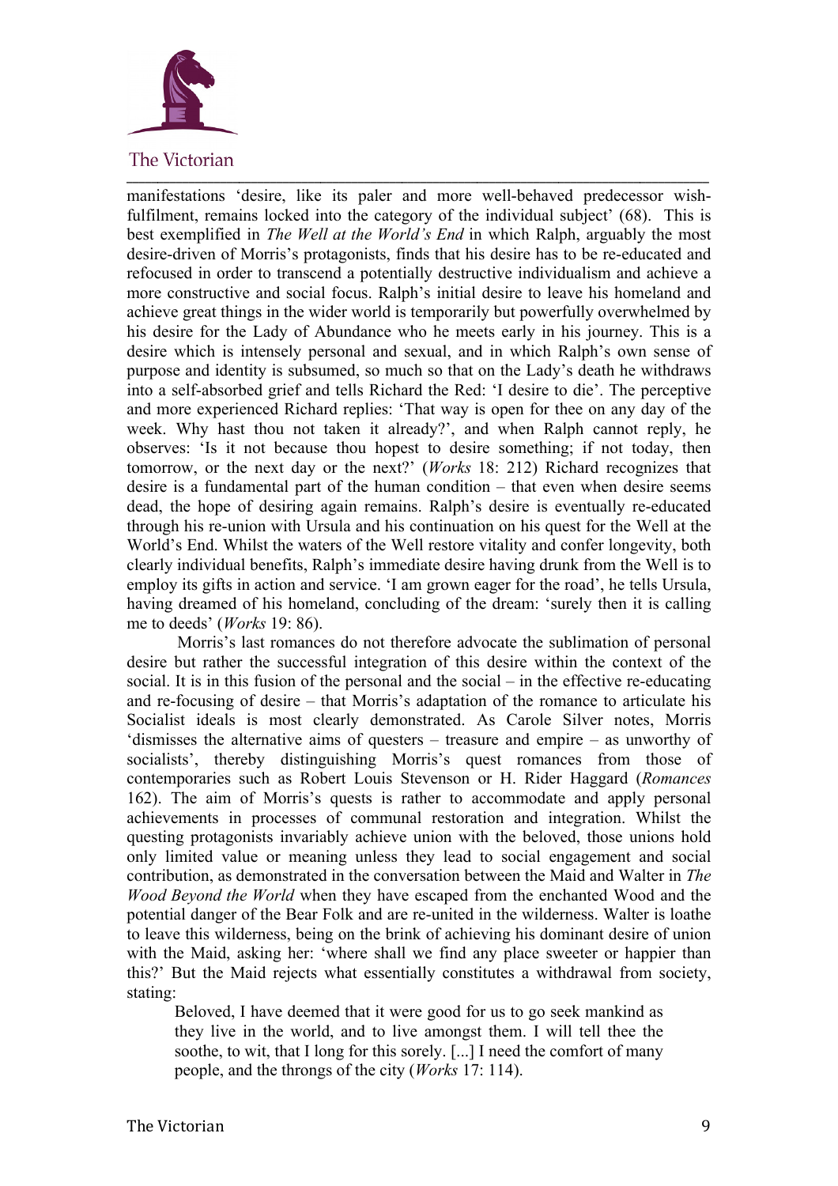manifestations 'desire, like its paler and more well-behaved predecessor wish-fulfilment, remains locked into the category of the individual subject' (68). This is best exemplified in *The Well at the World's End* in which Ralph, arguably the most desire-driven of Morris's protagonists, finds that his desire has to be re-educated and refocused in order to transcend a potentially destructive individualism and achieve a more constructive and social focus. Ralph's initial desire to leave his homeland and achieve great things in the wider world is temporarily but powerfully overwhelmed by his desire for the Lady of Abundance who he meets early in his journey. This is a desire which is intensely personal and sexual, and in which Ralph's own sense of purpose and identity is subsumed, so much so that on the Lady's death he withdraws into a self-absorbed grief and tells Richard the Red: 'I desire to die'. The perceptive and more experienced Richard replies: 'That way is open for thee on any day of the week. Why hast thou not taken it already?', and when Ralph cannot reply, he observes: 'Is it not because thou hopest to desire something; if not today, then tomorrow, or the next day or the next?' (*Works* 18: 212) Richard recognizes that desire is a fundamental part of the human condition – that even when desire seems dead, the hope of desiring again remains. Ralph's desire is eventually re-educated through his re-union with Ursula and his continuation on his quest for the Well at the World's End. Whilst the waters of the Well restore vitality and confer longevity, both clearly individual benefits, Ralph's immediate desire having drunk from the Well is to employ its gifts in action and service. 'I am grown eager for the road', he tells Ursula, having dreamed of his homeland, concluding of the dream: 'surely then it is calling me to deeds' (*Works* 19: 86).

Morris's last romances do not therefore advocate the sublimation of personal desire but rather the successful integration of this desire within the context of the social. It is in this fusion of the personal and the social – in the effective re-educating and re-focusing of desire – that Morris's adaptation of the romance to articulate his Socialist ideals is most clearly demonstrated. As Carole Silver notes, Morris 'dismisses the alternative aims of questers – treasure and empire – as unworthy of socialists', thereby distinguishing Morris's quest romances from those of contemporaries such as Robert Louis Stevenson or H. Rider Haggard (*Romances* 162). The aim of Morris's quests is rather to accommodate and apply personal achievements in processes of communal restoration and integration. Whilst the questing protagonists invariably achieve union with the beloved, those unions hold only limited value or meaning unless they lead to social engagement and social contribution, as demonstrated in the conversation between the Maid and Walter in *The Wood Beyond the World* when they have escaped from the enchanted Wood and the potential danger of the Bear Folk and are re-united in the wilderness. Walter is loathe to leave this wilderness, being on the brink of achieving his dominant desire of union with the Maid, asking her: 'where shall we find any place sweeter or happier than this?' But the Maid rejects what essentially constitutes a withdrawal from society, stating:

> Beloved, I have deemed that it were good for us to go seek mankind as they live in the world, and to live amongst them. I will tell thee the soothe, to wit, that I long for this sorely. [...] I need the comfort of many people, and the throngs of the city (*Works* 17: 114).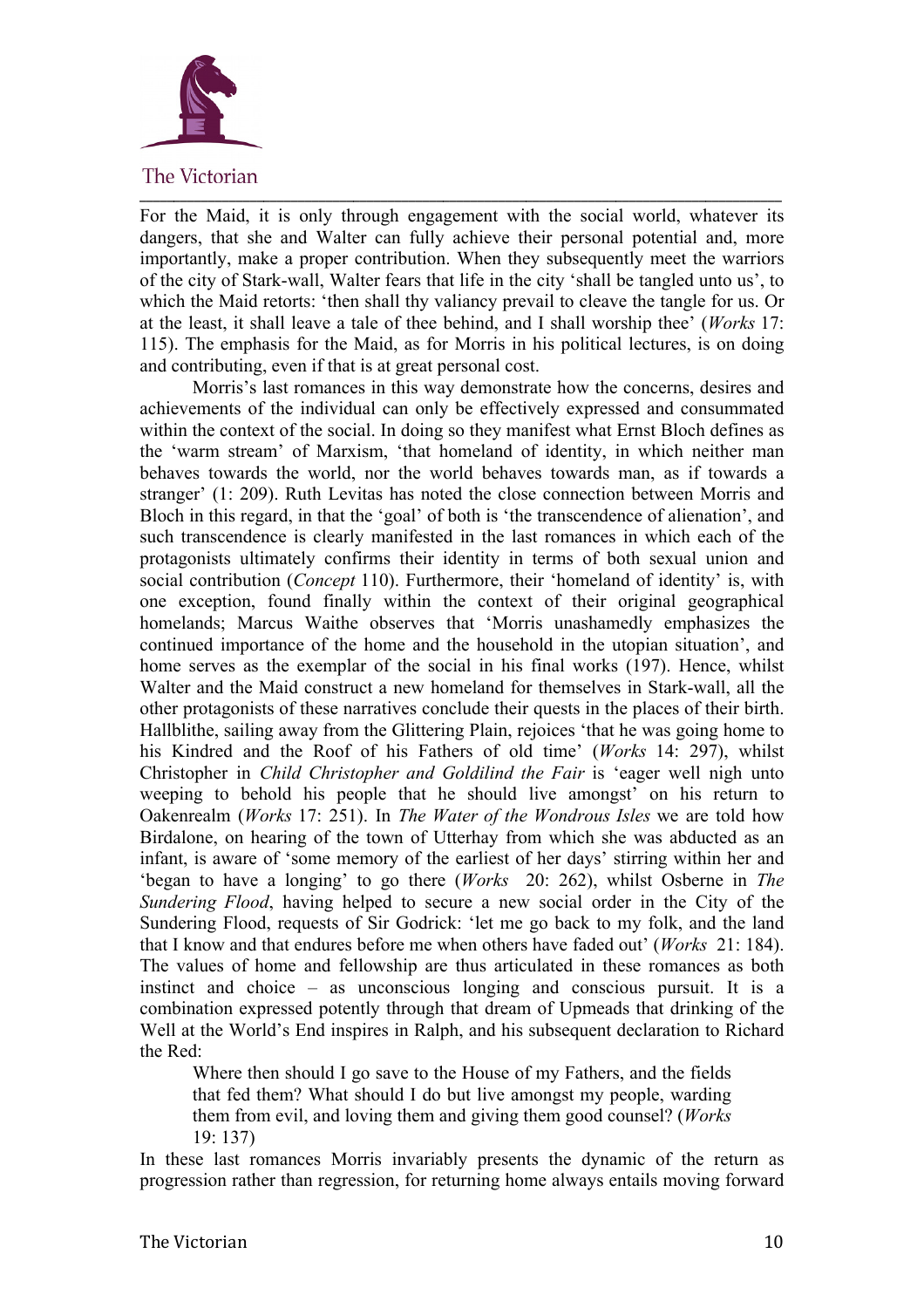For the Maid, it is only through engagement with the social world, whatever its dangers, that she and Walter can fully achieve their personal potential and, more importantly, make a proper contribution. When they subsequently meet the warriors of the city of Stark-wall, Walter fears that life in the city 'shall be tangled unto us', to which the Maid retorts: 'then shall thy valiancy prevail to cleave the tangle for us. Or at the least, it shall leave a tale of thee behind, and I shall worship thee' (*Works* 17: 115). The emphasis for the Maid, as for Morris in his political lectures, is on doing and contributing, even if that is at great personal cost.

Morris's last romances in this way demonstrate how the concerns, desires and achievements of the individual can only be effectively expressed and consummated within the context of the social. In doing so they manifest what Ernst Bloch defines as the 'warm stream' of Marxism, 'that homeland of identity, in which neither man behaves towards the world, nor the world behaves towards man, as if towards a stranger' (1: 209). Ruth Levitas has noted the close connection between Morris and Bloch in this regard, in that the 'goal' of both is 'the transcendence of alienation', and such transcendence is clearly manifested in the last romances in which each of the protagonists ultimately confirms their identity in terms of both sexual union and social contribution (*Concept* 110). Furthermore, their 'homeland of identity' is, with one exception, found finally within the context of their original geographical homelands; Marcus Waithe observes that 'Morris unashamedly emphasizes the continued importance of the home and the household in the utopian situation', and home serves as the exemplar of the social in his final works (197). Hence, whilst Walter and the Maid construct a new homeland for themselves in Stark-wall, all the other protagonists of these narratives conclude their quests in the places of their birth. Hallblithe, sailing away from the Glittering Plain, rejoices 'that he was going home to his Kindred and the Roof of his Fathers of old time' (*Works* 14: 297), whilst Christopher in *Child Christopher and Goldilind the Fair* is 'eager well nigh unto weeping to behold his people that he should live amongst' on his return to Oakenrealm (*Works* 17: 251). In *The Water of the Wondrous Isles* we are told how Birdalone, on hearing of the town of Utterhay from which she was abducted as an infant, is aware of 'some memory of the earliest of her days' stirring within her and 'began to have a longing' to go there (*Works* 20: 262), whilst Osberne in *The Sundering Flood*, having helped to secure a new social order in the City of the Sundering Flood, requests of Sir Godrick: 'let me go back to my folk, and the land that I know and that endures before me when others have faded out' (*Works* 21: 184). The values of home and fellowship are thus articulated in these romances as both instinct and choice – as unconscious longing and conscious pursuit. It is a combination expressed potently through that dream of Upmeads that drinking of the Well at the World's End inspires in Ralph, and his subsequent declaration to Richard the Red:

> Where then should I go save to the House of my Fathers, and the fields that fed them? What should I do but live amongst my people, warding them from evil, and loving them and giving them good counsel? (*Works* 19: 137)

In these last romances Morris invariably presents the dynamic of the return as progression rather than regression, for returning home always entails moving forward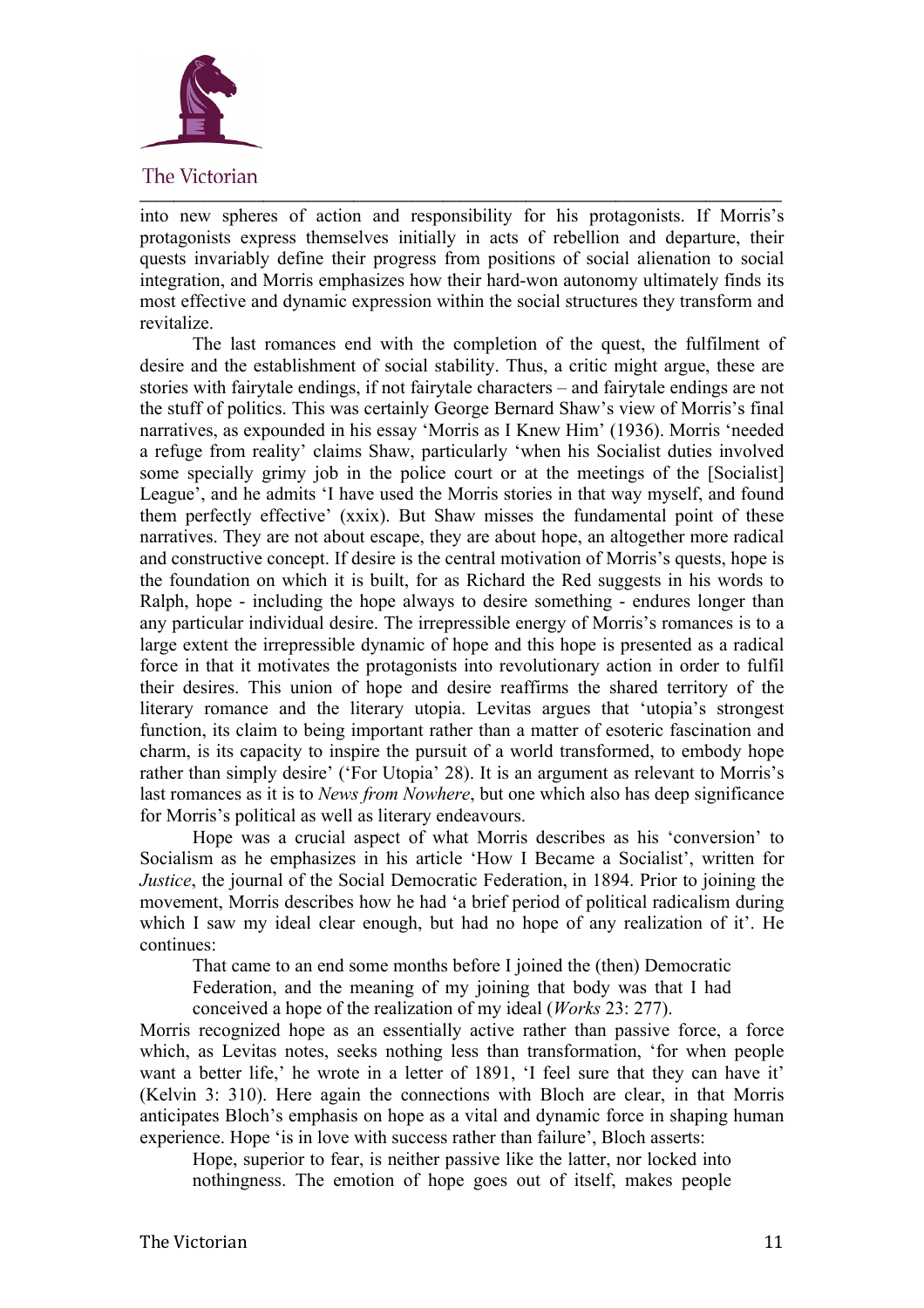into new spheres of action and responsibility for his protagonists. If Morris's protagonists express themselves initially in acts of rebellion and departure, their quests invariably define their progress from positions of social alienation to social integration, and Morris emphasizes how their hard-won autonomy ultimately finds its most effective and dynamic expression within the social structures they transform and revitalize.

The last romances end with the completion of the quest, the fulfilment of desire and the establishment of social stability. Thus, a critic might argue, these are stories with fairytale endings, if not fairytale characters – and fairytale endings are not the stuff of politics. This was certainly George Bernard Shaw's view of Morris's final narratives, as expounded in his essay 'Morris as I Knew Him' (1936). Morris 'needed a refuge from reality' claims Shaw, particularly 'when his Socialist duties involved some specially grimy job in the police court or at the meetings of the [Socialist] League', and he admits 'I have used the Morris stories in that way myself, and found them perfectly effective' (xxix). But Shaw misses the fundamental point of these narratives. They are not about escape, they are about hope, an altogether more radical and constructive concept. If desire is the central motivation of Morris's quests, hope is the foundation on which it is built, for as Richard the Red suggests in his words to Ralph, hope - including the hope always to desire something - endures longer than any particular individual desire. The irrepressible energy of Morris's romances is to a large extent the irrepressible dynamic of hope and this hope is presented as a radical force in that it motivates the protagonists into revolutionary action in order to fulfil their desires. This union of hope and desire reaffirms the shared territory of the literary romance and the literary utopia. Levitas argues that 'utopia's strongest function, its claim to being important rather than a matter of esoteric fascination and charm, is its capacity to inspire the pursuit of a world transformed, to embody hope rather than simply desire' ('For Utopia' 28). It is an argument as relevant to Morris's last romances as it is to *News from Nowhere*, but one which also has deep significance for Morris's political as well as literary endeavours.

Hope was a crucial aspect of what Morris describes as his 'conversion' to Socialism as he emphasizes in his article 'How I Became a Socialist', written for *Justice*, the journal of the Social Democratic Federation, in 1894. Prior to joining the movement, Morris describes how he had 'a brief period of political radicalism during which I saw my ideal clear enough, but had no hope of any realization of it'. He continues:

> That came to an end some months before I joined the (then) Democratic Federation, and the meaning of my joining that body was that I had conceived a hope of the realization of my ideal (*Works* 23: 277).

Morris recognized hope as an essentially active rather than passive force, a force which, as Levitas notes, seeks nothing less than transformation, 'for when people want a better life,' he wrote in a letter of 1891, 'I feel sure that they can have it' (Kelvin 3: 310). Here again the connections with Bloch are clear, in that Morris anticipates Bloch's emphasis on hope as a vital and dynamic force in shaping human experience. Hope 'is in love with success rather than failure', Bloch asserts:

> Hope, superior to fear, is neither passive like the latter, nor locked into nothingness. The emotion of hope goes out of itself, makes people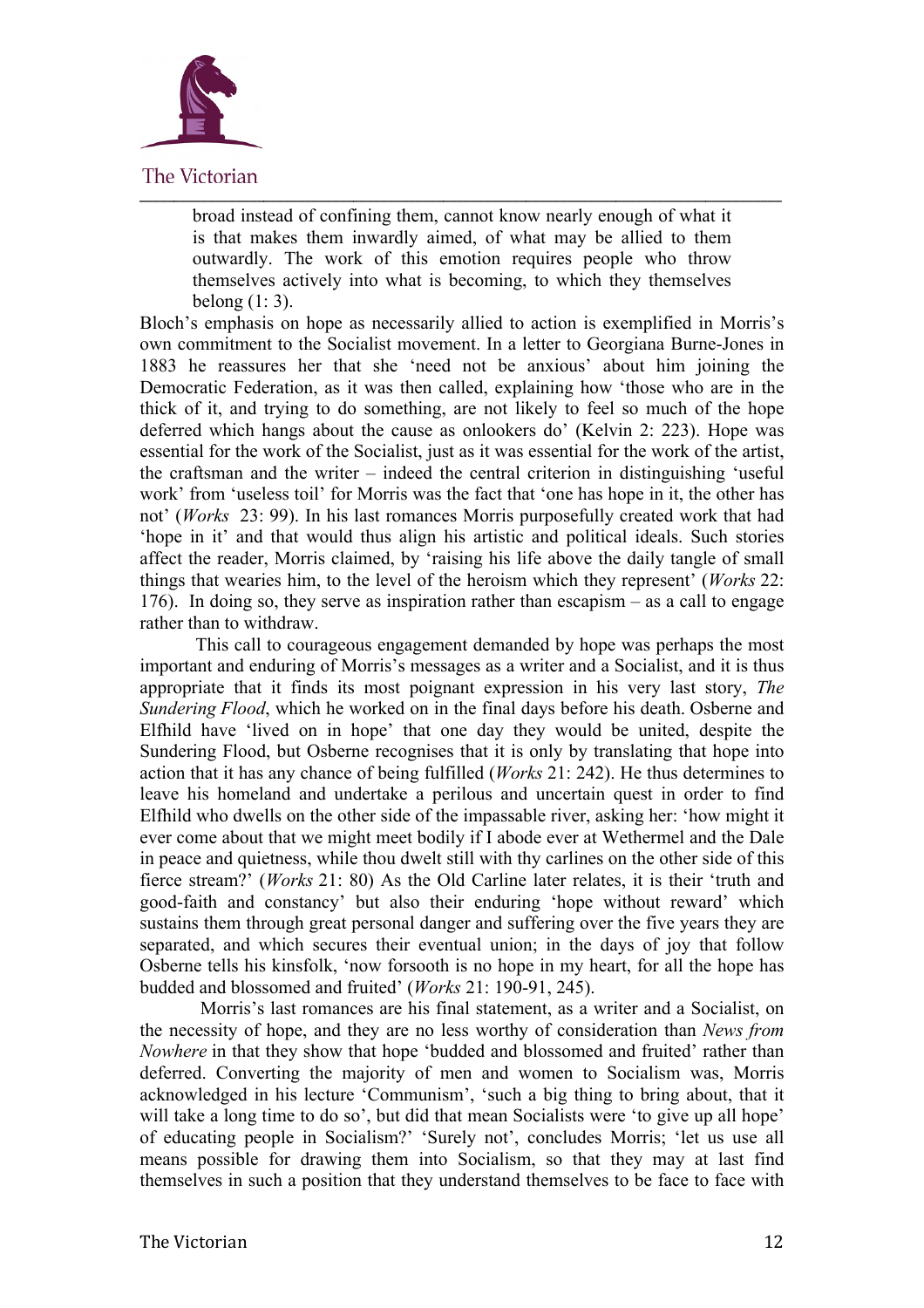> broad instead of confining them, cannot know nearly enough of what it is that makes them inwardly aimed, of what may be allied to them outwardly. The work of this emotion requires people who throw themselves actively into what is becoming, to which they themselves belong (1: 3).

Bloch's emphasis on hope as necessarily allied to action is exemplified in Morris's own commitment to the Socialist movement. In a letter to Georgiana Burne-Jones in 1883 he reassures her that she 'need not be anxious' about him joining the Democratic Federation, as it was then called, explaining how 'those who are in the thick of it, and trying to do something, are not likely to feel so much of the hope deferred which hangs about the cause as onlookers do' (Kelvin 2: 223). Hope was essential for the work of the Socialist, just as it was essential for the work of the artist, the craftsman and the writer – indeed the central criterion in distinguishing 'useful work' from 'useless toil' for Morris was the fact that 'one has hope in it, the other has not' (*Works* 23: 99). In his last romances Morris purposefully created work that had 'hope in it' and that would thus align his artistic and political ideals. Such stories affect the reader, Morris claimed, by 'raising his life above the daily tangle of small things that wearies him, to the level of the heroism which they represent' (*Works* 22: 176). In doing so, they serve as inspiration rather than escapism – as a call to engage rather than to withdraw.

This call to courageous engagement demanded by hope was perhaps the most important and enduring of Morris's messages as a writer and a Socialist, and it is thus appropriate that it finds its most poignant expression in his very last story, *The Sundering Flood*, which he worked on in the final days before his death. Osberne and Elfhild have 'lived on in hope' that one day they would be united, despite the Sundering Flood, but Osberne recognises that it is only by translating that hope into action that it has any chance of being fulfilled (*Works* 21: 242). He thus determines to leave his homeland and undertake a perilous and uncertain quest in order to find Elfhild who dwells on the other side of the impassable river, asking her: 'how might it ever come about that we might meet bodily if I abode ever at Wethermel and the Dale in peace and quietness, while thou dwelt still with thy carlines on the other side of this fierce stream?' (*Works* 21: 80) As the Old Carline later relates, it is their 'truth and good-faith and constancy' but also their enduring 'hope without reward' which sustains them through great personal danger and suffering over the five years they are separated, and which secures their eventual union; in the days of joy that follow Osberne tells his kinsfolk, 'now forsooth is no hope in my heart, for all the hope has budded and blossomed and fruited' (*Works* 21: 190-91, 245).

Morris's last romances are his final statement, as a writer and a Socialist, on the necessity of hope, and they are no less worthy of consideration than *News from Nowhere* in that they show that hope 'budded and blossomed and fruited' rather than deferred. Converting the majority of men and women to Socialism was, Morris acknowledged in his lecture 'Communism', 'such a big thing to bring about, that it will take a long time to do so', but did that mean Socialists were 'to give up all hope' of educating people in Socialism?' 'Surely not', concludes Morris; 'let us use all means possible for drawing them into Socialism, so that they may at last find themselves in such a position that they understand themselves to be face to face with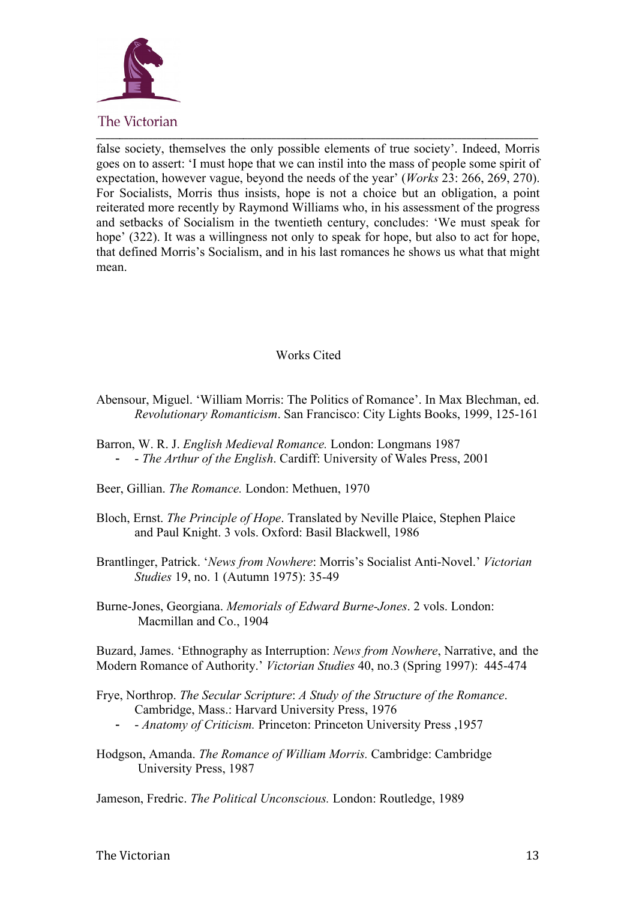false society, themselves the only possible elements of true society'. Indeed, Morris goes on to assert: 'I must hope that we can instil into the mass of people some spirit of expectation, however vague, beyond the needs of the year' (*Works* 23: 266, 269, 270). For Socialists, Morris thus insists, hope is not a choice but an obligation, a point reiterated more recently by Raymond Williams who, in his assessment of the progress and setbacks of Socialism in the twentieth century, concludes: 'We must speak for hope' (322). It was a willingness not only to speak for hope, but also to act for hope, that defined Morris's Socialism, and in his last romances he shows us what that might mean.

## Works Cited

Abensour, Miguel. 'William Morris: The Politics of Romance'. In Max Blechman, ed. *Revolutionary Romanticism*. San Francisco: City Lights Books, 1999, 125-161

Barron, W. R. J. *English Medieval Romance.* London: Longmans 1987

- \- *The Arthur of the English*. Cardiff: University of Wales Press, 2001

Beer, Gillian. *The Romance.* London: Methuen, 1970

Bloch, Ernst. *The Principle of Hope*. Translated by Neville Plaice, Stephen Plaice and Paul Knight. 3 vols. Oxford: Basil Blackwell, 1986

Brantlinger, Patrick. '*News from Nowhere*: Morris's Socialist Anti-Novel.' *Victorian Studies* 19, no. 1 (Autumn 1975): 35-49

Burne-Jones, Georgiana. *Memorials of Edward Burne-Jones*. 2 vols. London: Macmillan and Co., 1904

Buzard, James. 'Ethnography as Interruption: *News from Nowhere*, Narrative, and the Modern Romance of Authority.' *Victorian Studies* 40, no.3 (Spring 1997): 445-474

Frye, Northrop. *The Secular Scripture*: *A Study of the Structure of the Romance*. Cambridge, Mass.: Harvard University Press, 1976

- \- *Anatomy of Criticism.* Princeton: Princeton University Press ,1957

Hodgson, Amanda. *The Romance of William Morris.* Cambridge: Cambridge University Press, 1987

Jameson, Fredric. *The Political Unconscious.* London: Routledge, 1989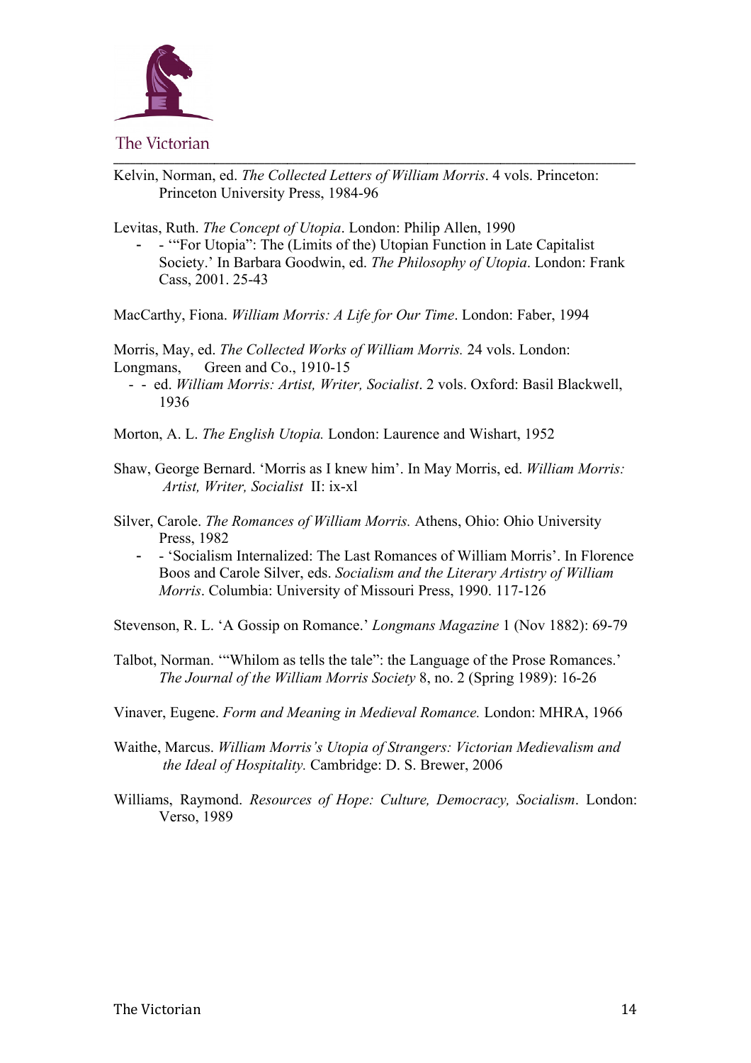Kelvin, Norman, ed. *The Collected Letters of William Morris*. 4 vols. Princeton: Princeton University Press, 1984-96

Levitas, Ruth. *The Concept of Utopia*. London: Philip Allen, 1990

- - '"For Utopia": The (Limits of the) Utopian Function in Late Capitalist Society.' In Barbara Goodwin, ed. *The Philosophy of Utopia*. London: Frank Cass, 2001. 25-43

MacCarthy, Fiona. *William Morris: A Life for Our Time*. London: Faber, 1994

Morris, May, ed. *The Collected Works of William Morris.* 24 vols. London: Longmans, Green and Co., 1910-15

- - ed. *William Morris: Artist, Writer, Socialist*. 2 vols. Oxford: Basil Blackwell, 1936

Morton, A. L. *The English Utopia.* London: Laurence and Wishart, 1952

Shaw, George Bernard. 'Morris as I knew him'. In May Morris, ed. *William Morris: Artist, Writer, Socialist* II: ix-xl

Silver, Carole. *The Romances of William Morris.* Athens, Ohio: Ohio University Press, 1982

- - 'Socialism Internalized: The Last Romances of William Morris'. In Florence Boos and Carole Silver, eds. *Socialism and the Literary Artistry of William Morris*. Columbia: University of Missouri Press, 1990. 117-126

Stevenson, R. L. 'A Gossip on Romance.' *Longmans Magazine* 1 (Nov 1882): 69-79

Talbot, Norman. '"Whilom as tells the tale": the Language of the Prose Romances.' *The Journal of the William Morris Society* 8, no. 2 (Spring 1989): 16-26

Vinaver, Eugene. *Form and Meaning in Medieval Romance.* London: MHRA, 1966

Waithe, Marcus. *William Morris's Utopia of Strangers: Victorian Medievalism and the Ideal of Hospitality.* Cambridge: D. S. Brewer, 2006

Williams, Raymond. *Resources of Hope: Culture, Democracy, Socialism*. London: Verso, 1989